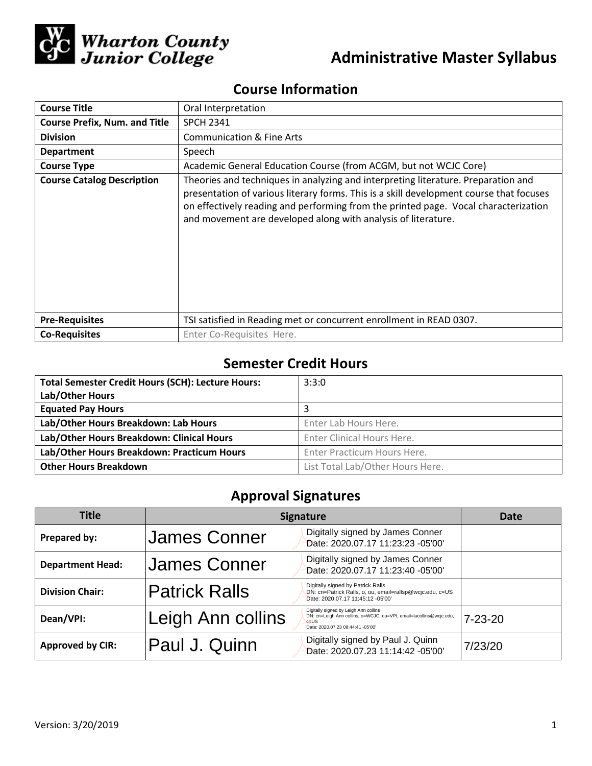# Wharton County Junior College

# Administrative Master Syllabus

## Course Information

| Course Title | Oral Interpretation |
|---|---|
| Course Prefix, Num. and Title | SPCH 2341 |
| Division | Communication & Fine Arts |
| Department | Speech |
| Course Type | Academic General Education Course (from ACGM, but not WCJC Core) |
| Course Catalog Description | Theories and techniques in analyzing and interpreting literature. Preparation and presentation of various literary forms. This is a skill development course that focuses on effectively reading and performing from the printed page. Vocal characterization and movement are developed along with analysis of literature. |
| Pre-Requisites | TSI satisfied in Reading met or concurrent enrollment in READ 0307. |
| Co-Requisites | Enter Co-Requisites Here. |

## Semester Credit Hours

| Total Semester Credit Hours (SCH): Lecture Hours: Lab/Other Hours | 3:3:0 |
|---|---|
| Equated Pay Hours | 3 |
| Lab/Other Hours Breakdown: Lab Hours | Enter Lab Hours Here. |
| Lab/Other Hours Breakdown: Clinical Hours | Enter Clinical Hours Here. |
| Lab/Other Hours Breakdown: Practicum Hours | Enter Practicum Hours Here. |
| Other Hours Breakdown | List Total Lab/Other Hours Here. |

## Approval Signatures

| Title | Signature | Date |
|---|---|---|
| Prepared by: | James Conner — Digitally signed by James Conner Date: 2020.07.17 11:23:23 -05'00' | |
| Department Head: | James Conner — Digitally signed by James Conner Date: 2020.07.17 11:23:40 -05'00' | |
| Division Chair: | Patrick Ralls — Digitally signed by Patrick Ralls DN: cn=Patrick Ralls, o, ou, email=rallsp@wcjc.edu, c=US Date: 2020.07.17 11:45:12 -05'00' | |
| Dean/VPI: | Leigh Ann collins — Digitally signed by Leigh Ann collins DN: cn=Leigh Ann collins, o=WCJC, ou=VPI, email=lacollins@wcjc.edu, c=US Date: 2020.07.23 08:44:41 -05'00' | 7-23-20 |
| Approved by CIR: | Paul J. Quinn — Digitally signed by Paul J. Quinn Date: 2020.07.23 11:14:42 -05'00' | 7/23/20 |

Version: 3/20/2019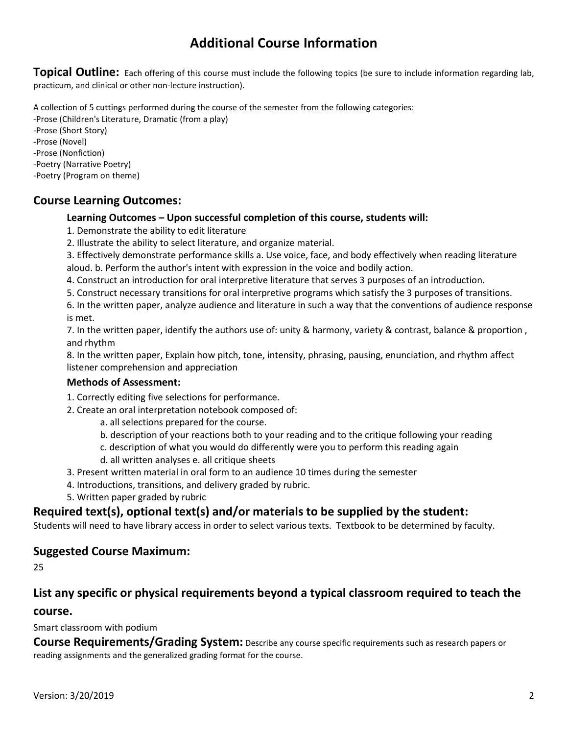# Additional Course Information

**Topical Outline:** Each offering of this course must include the following topics (be sure to include information regarding lab, practicum, and clinical or other non-lecture instruction).

A collection of 5 cuttings performed during the course of the semester from the following categories:
-Prose (Children's Literature, Dramatic (from a play)
-Prose (Short Story)
-Prose (Novel)
-Prose (Nonfiction)
-Poetry (Narrative Poetry)
-Poetry (Program on theme)

## Course Learning Outcomes:

**Learning Outcomes – Upon successful completion of this course, students will:**

1. Demonstrate the ability to edit literature
2. Illustrate the ability to select literature, and organize material.
3. Effectively demonstrate performance skills a. Use voice, face, and body effectively when reading literature aloud. b. Perform the author's intent with expression in the voice and bodily action.
4. Construct an introduction for oral interpretive literature that serves 3 purposes of an introduction.
5. Construct necessary transitions for oral interpretive programs which satisfy the 3 purposes of transitions.
6. In the written paper, analyze audience and literature in such a way that the conventions of audience response is met.
7. In the written paper, identify the authors use of: unity & harmony, variety & contrast, balance & proportion , and rhythm
8. In the written paper, Explain how pitch, tone, intensity, phrasing, pausing, enunciation, and rhythm affect listener comprehension and appreciation

**Methods of Assessment:**

1. Correctly editing five selections for performance.
2. Create an oral interpretation notebook composed of:
   a. all selections prepared for the course.
   b. description of your reactions both to your reading and to the critique following your reading
   c. description of what you would do differently were you to perform this reading again
   d. all written analyses e. all critique sheets
3. Present written material in oral form to an audience 10 times during the semester
4. Introductions, transitions, and delivery graded by rubric.
5. Written paper graded by rubric

## Required text(s), optional text(s) and/or materials to be supplied by the student:

Students will need to have library access in order to select various texts. Textbook to be determined by faculty.

## Suggested Course Maximum:

25

## List any specific or physical requirements beyond a typical classroom required to teach the course.

Smart classroom with podium

**Course Requirements/Grading System:** Describe any course specific requirements such as research papers or reading assignments and the generalized grading format for the course.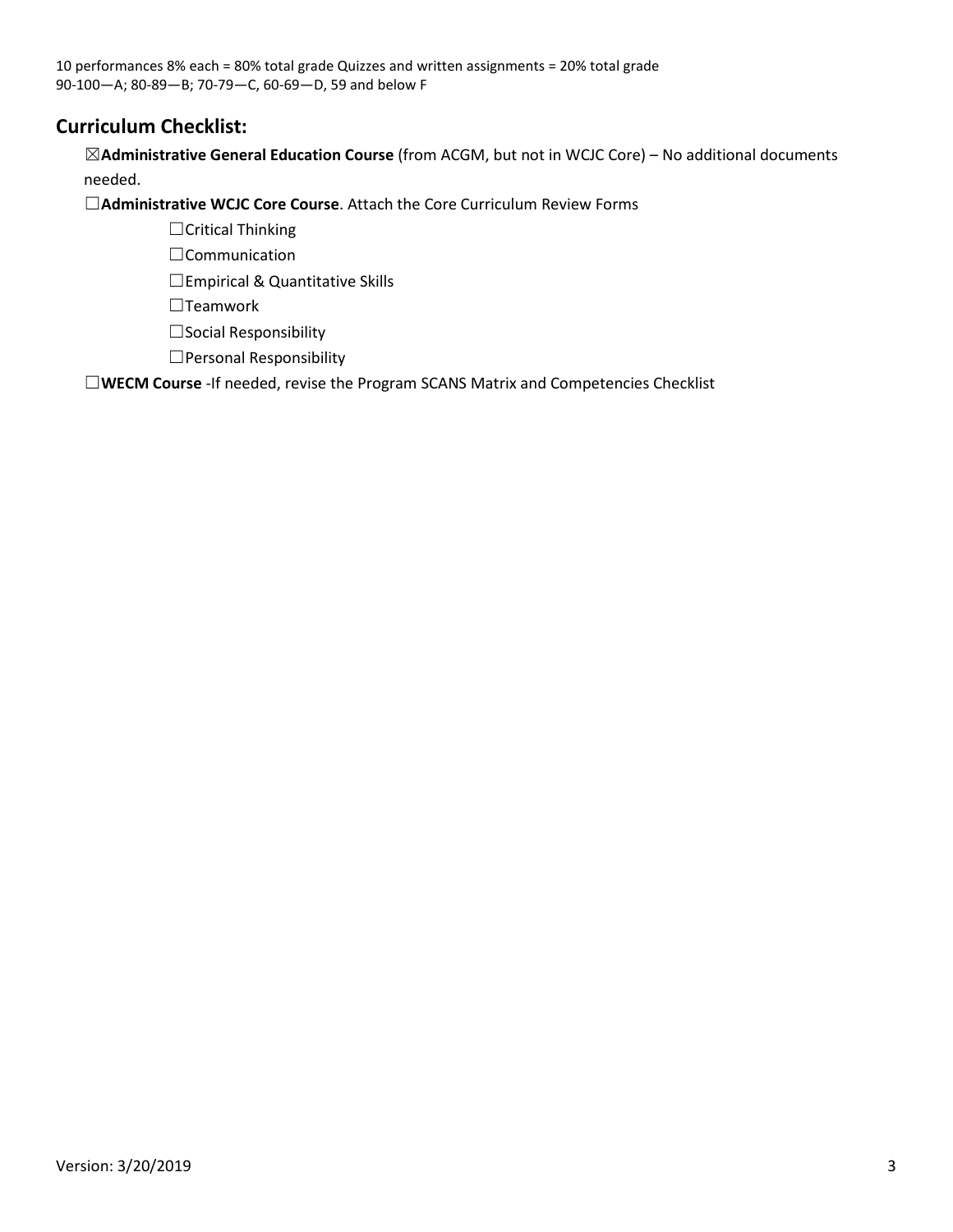10 performances 8% each = 80% total grade Quizzes and written assignments = 20% total grade
90-100—A; 80-89—B; 70-79—C, 60-69—D, 59 and below F

## Curriculum Checklist:

☒**Administrative General Education Course** (from ACGM, but not in WCJC Core) – No additional documents needed.

☐**Administrative WCJC Core Course**. Attach the Core Curriculum Review Forms

- ☐Critical Thinking
- ☐Communication
- ☐Empirical & Quantitative Skills
- ☐Teamwork
- ☐Social Responsibility
- ☐Personal Responsibility

☐**WECM Course** -If needed, revise the Program SCANS Matrix and Competencies Checklist